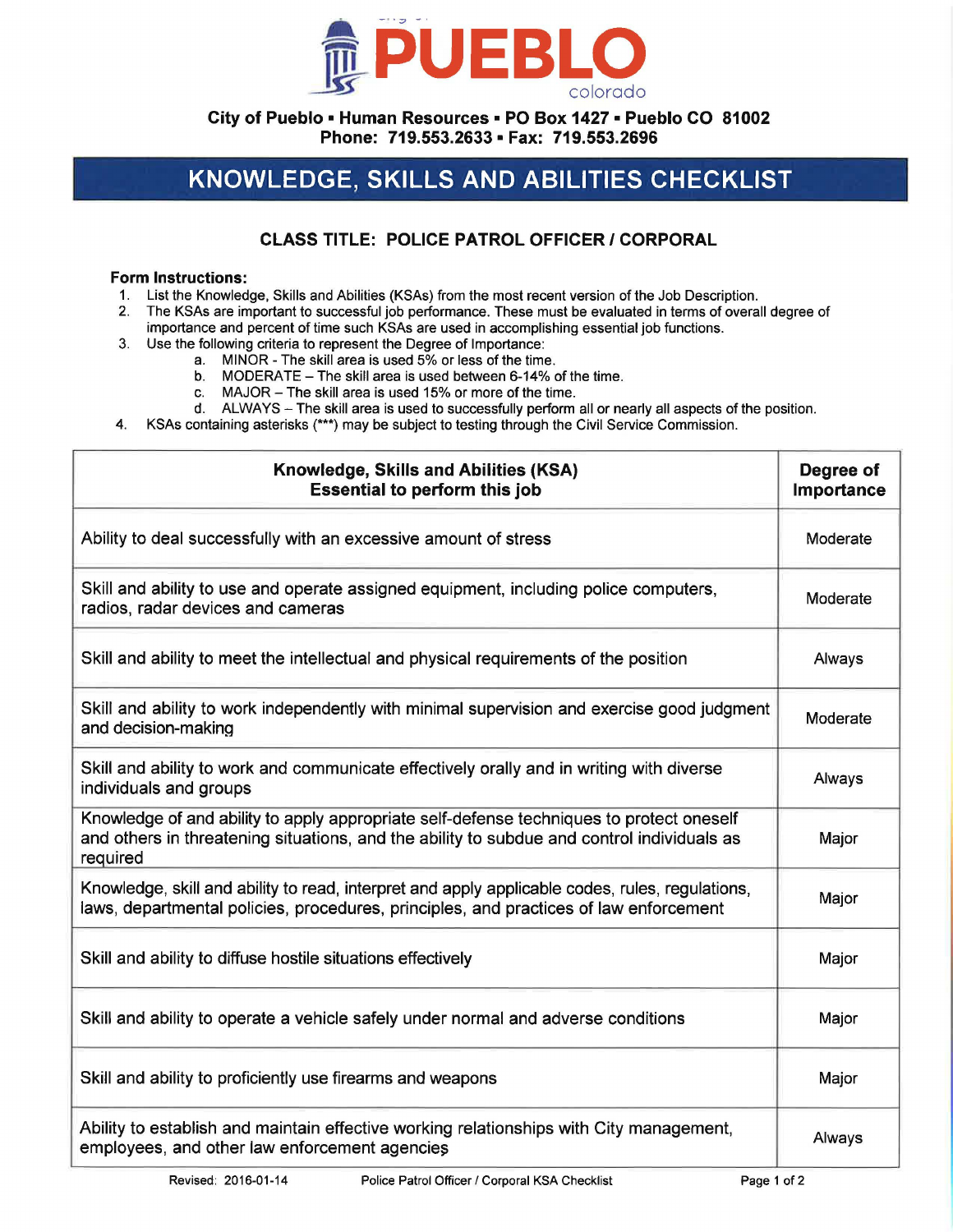# PUEBLO colorado

**City of Pueblo ▪ Human Resources ▪ PO Box 1427 ▪ Pueblo CO 81002**
**Phone: 719.553.2633 ▪ Fax: 719.553.2696**

## KNOWLEDGE, SKILLS AND ABILITIES CHECKLIST

### CLASS TITLE: POLICE PATROL OFFICER / CORPORAL

**Form Instructions:**

1. List the Knowledge, Skills and Abilities (KSAs) from the most recent version of the Job Description.
2. The KSAs are important to successful job performance. These must be evaluated in terms of overall degree of importance and percent of time such KSAs are used in accomplishing essential job functions.
3. Use the following criteria to represent the Degree of Importance:
   a. MINOR - The skill area is used 5% or less of the time.
   b. MODERATE – The skill area is used between 6-14% of the time.
   c. MAJOR – The skill area is used 15% or more of the time.
   d. ALWAYS – The skill area is used to successfully perform all or nearly all aspects of the position.
4. KSAs containing asterisks (***) may be subject to testing through the Civil Service Commission.

| Knowledge, Skills and Abilities (KSA) Essential to perform this job | Degree of Importance |
|---|---|
| Ability to deal successfully with an excessive amount of stress | Moderate |
| Skill and ability to use and operate assigned equipment, including police computers, radios, radar devices and cameras | Moderate |
| Skill and ability to meet the intellectual and physical requirements of the position | Always |
| Skill and ability to work independently with minimal supervision and exercise good judgment and decision-making | Moderate |
| Skill and ability to work and communicate effectively orally and in writing with diverse individuals and groups | Always |
| Knowledge of and ability to apply appropriate self-defense techniques to protect oneself and others in threatening situations, and the ability to subdue and control individuals as required | Major |
| Knowledge, skill and ability to read, interpret and apply applicable codes, rules, regulations, laws, departmental policies, procedures, principles, and practices of law enforcement | Major |
| Skill and ability to diffuse hostile situations effectively | Major |
| Skill and ability to operate a vehicle safely under normal and adverse conditions | Major |
| Skill and ability to proficiently use firearms and weapons | Major |
| Ability to establish and maintain effective working relationships with City management, employees, and other law enforcement agencies | Always |

Revised: 2016-01-14 Police Patrol Officer / Corporal KSA Checklist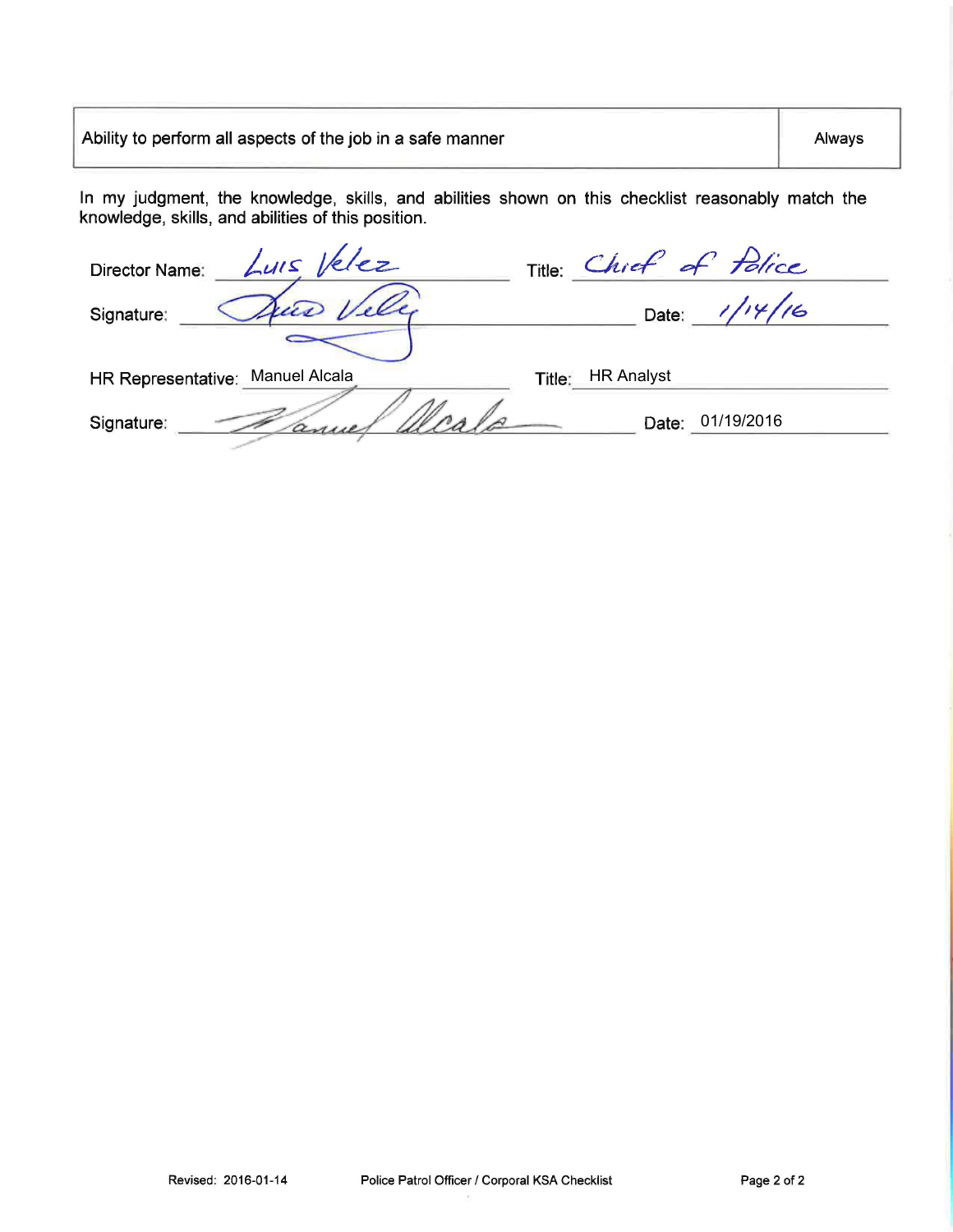| | |
|---|---|
| Ability to perform all aspects of the job in a safe manner | Always |

In my judgment, the knowledge, skills, and abilities shown on this checklist reasonably match the knowledge, skills, and abilities of this position.

Director Name: Luis Velez    Title: Chief of Police

Signature: Luis Velez    Date: 1/14/16

HR Representative: Manuel Alcala    Title: HR Analyst

Signature: Manuel Alcala    Date: 01/19/2016

Revised: 2016-01-14    Police Patrol Officer / Corporal KSA Checklist